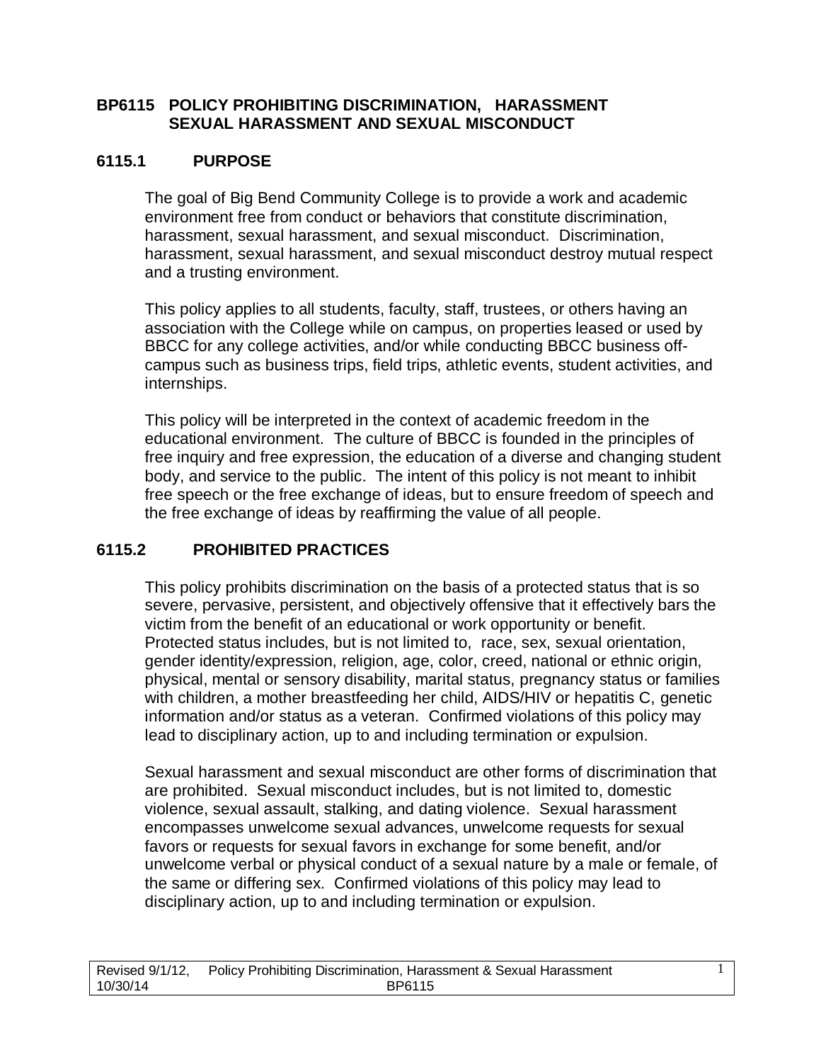# BP6115 POLICY PROHIBITING DISCRIMINATION, HARASSMENT SEXUAL HARASSMENT AND SEXUAL MISCONDUCT

## 6115.1 PURPOSE

The goal of Big Bend Community College is to provide a work and academic environment free from conduct or behaviors that constitute discrimination, harassment, sexual harassment, and sexual misconduct. Discrimination, harassment, sexual harassment, and sexual misconduct destroy mutual respect and a trusting environment.

This policy applies to all students, faculty, staff, trustees, or others having an association with the College while on campus, on properties leased or used by BBCC for any college activities, and/or while conducting BBCC business off-campus such as business trips, field trips, athletic events, student activities, and internships.

This policy will be interpreted in the context of academic freedom in the educational environment. The culture of BBCC is founded in the principles of free inquiry and free expression, the education of a diverse and changing student body, and service to the public. The intent of this policy is not meant to inhibit free speech or the free exchange of ideas, but to ensure freedom of speech and the free exchange of ideas by reaffirming the value of all people.

## 6115.2 PROHIBITED PRACTICES

This policy prohibits discrimination on the basis of a protected status that is so severe, pervasive, persistent, and objectively offensive that it effectively bars the victim from the benefit of an educational or work opportunity or benefit. Protected status includes, but is not limited to, race, sex, sexual orientation, gender identity/expression, religion, age, color, creed, national or ethnic origin, physical, mental or sensory disability, marital status, pregnancy status or families with children, a mother breastfeeding her child, AIDS/HIV or hepatitis C, genetic information and/or status as a veteran. Confirmed violations of this policy may lead to disciplinary action, up to and including termination or expulsion.

Sexual harassment and sexual misconduct are other forms of discrimination that are prohibited. Sexual misconduct includes, but is not limited to, domestic violence, sexual assault, stalking, and dating violence. Sexual harassment encompasses unwelcome sexual advances, unwelcome requests for sexual favors or requests for sexual favors in exchange for some benefit, and/or unwelcome verbal or physical conduct of a sexual nature by a male or female, of the same or differing sex. Confirmed violations of this policy may lead to disciplinary action, up to and including termination or expulsion.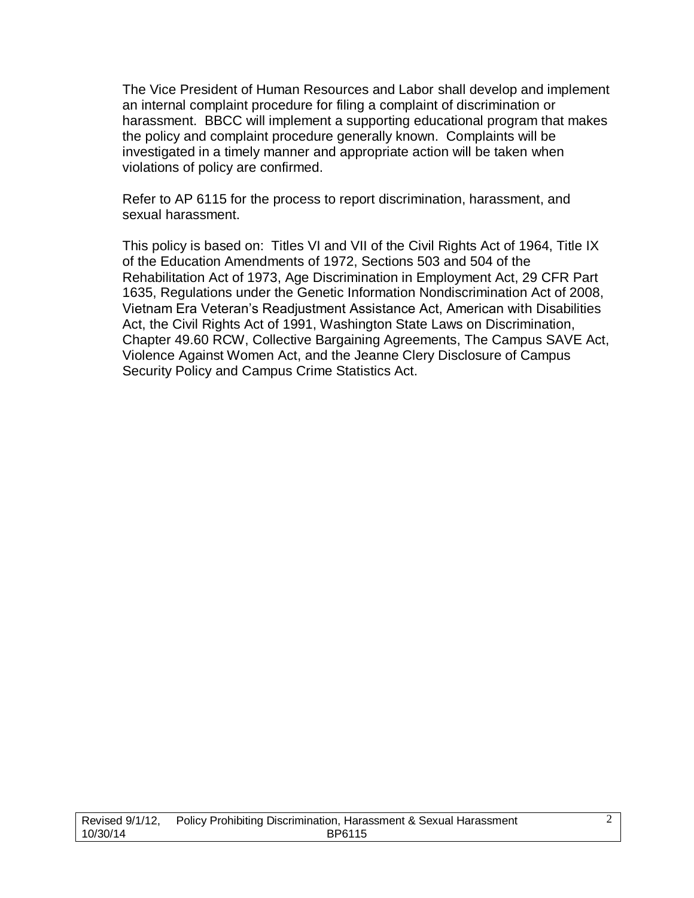The Vice President of Human Resources and Labor shall develop and implement an internal complaint procedure for filing a complaint of discrimination or harassment. BBCC will implement a supporting educational program that makes the policy and complaint procedure generally known. Complaints will be investigated in a timely manner and appropriate action will be taken when violations of policy are confirmed.

Refer to AP 6115 for the process to report discrimination, harassment, and sexual harassment.

This policy is based on: Titles VI and VII of the Civil Rights Act of 1964, Title IX of the Education Amendments of 1972, Sections 503 and 504 of the Rehabilitation Act of 1973, Age Discrimination in Employment Act, 29 CFR Part 1635, Regulations under the Genetic Information Nondiscrimination Act of 2008, Vietnam Era Veteran's Readjustment Assistance Act, American with Disabilities Act, the Civil Rights Act of 1991, Washington State Laws on Discrimination, Chapter 49.60 RCW, Collective Bargaining Agreements, The Campus SAVE Act, Violence Against Women Act, and the Jeanne Clery Disclosure of Campus Security Policy and Campus Crime Statistics Act.